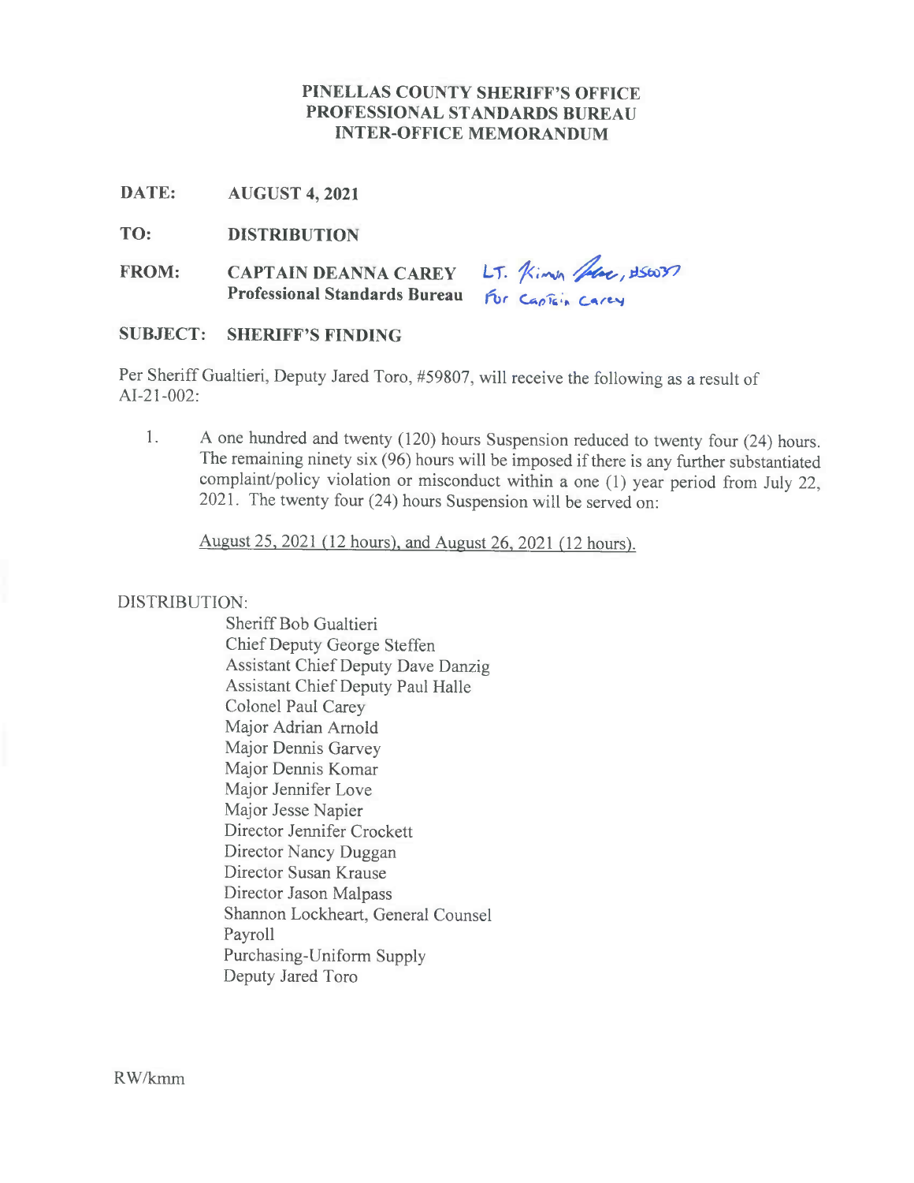**PINELLAS COUNTY SHERIFF'S OFFICE**
**PROFESSIONAL STANDARDS BUREAU**
**INTER-OFFICE MEMORANDUM**

**DATE:** **AUGUST 4, 2021**

**TO:** **DISTRIBUTION**

**FROM:** **CAPTAIN DEANNA CAREY** LT. Kimon [signature], #56037
**Professional Standards Bureau** For Captain Carey

**SUBJECT:** **SHERIFF'S FINDING**

Per Sheriff Gualtieri, Deputy Jared Toro, #59807, will receive the following as a result of AI-21-002:

1. A one hundred and twenty (120) hours Suspension reduced to twenty four (24) hours. The remaining ninety six (96) hours will be imposed if there is any further substantiated complaint/policy violation or misconduct within a one (1) year period from July 22, 2021. The twenty four (24) hours Suspension will be served on:

   August 25, 2021 (12 hours), and August 26, 2021 (12 hours).

DISTRIBUTION:

Sheriff Bob Gualtieri
Chief Deputy George Steffen
Assistant Chief Deputy Dave Danzig
Assistant Chief Deputy Paul Halle
Colonel Paul Carey
Major Adrian Arnold
Major Dennis Garvey
Major Dennis Komar
Major Jennifer Love
Major Jesse Napier
Director Jennifer Crockett
Director Nancy Duggan
Director Susan Krause
Director Jason Malpass
Shannon Lockheart, General Counsel
Payroll
Purchasing-Uniform Supply
Deputy Jared Toro

RW/kmm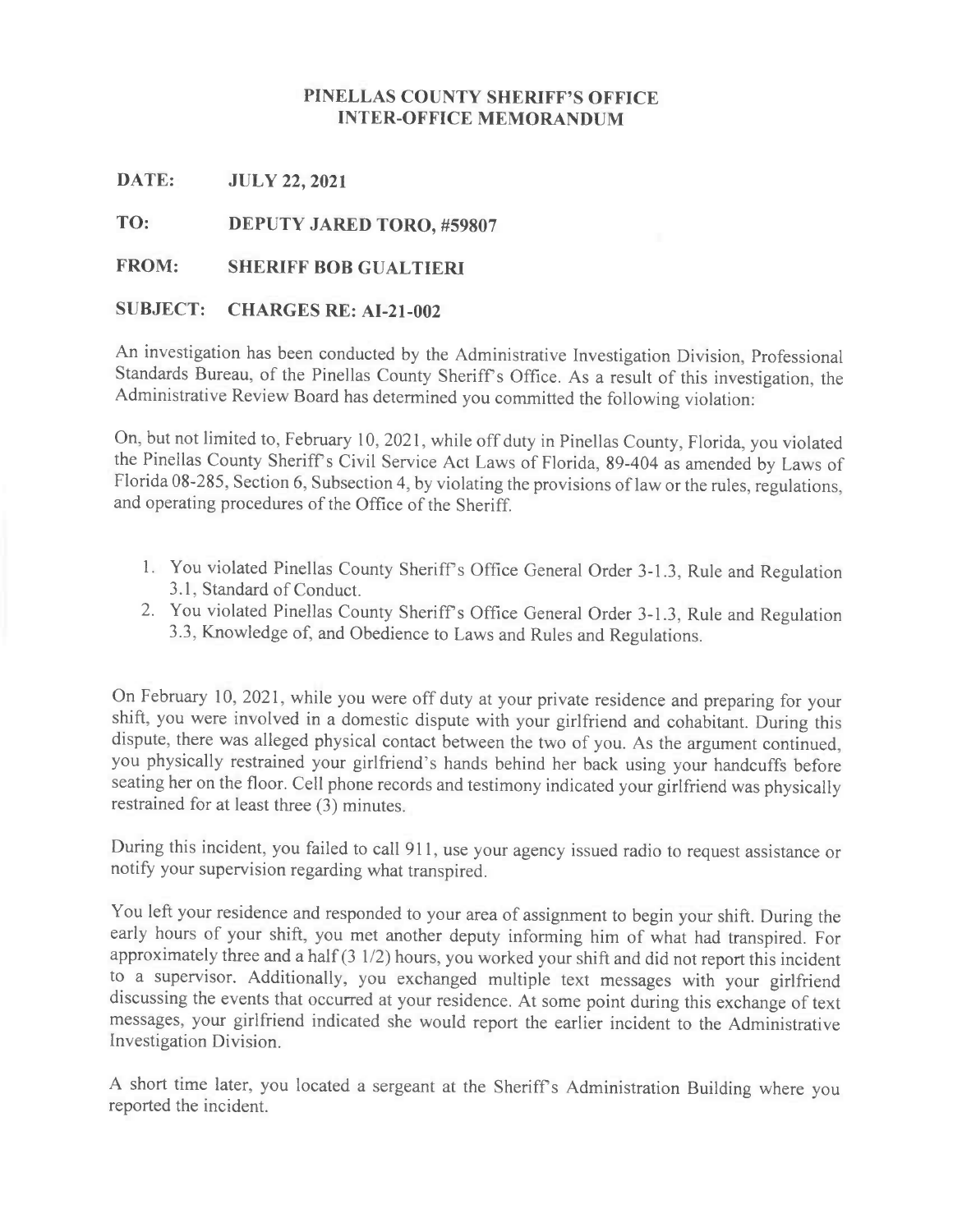# PINELLAS COUNTY SHERIFF'S OFFICE
# INTER-OFFICE MEMORANDUM

**DATE:** **JULY 22, 2021**

**TO:** **DEPUTY JARED TORO, #59807**

**FROM:** **SHERIFF BOB GUALTIERI**

**SUBJECT:** **CHARGES RE: AI-21-002**

An investigation has been conducted by the Administrative Investigation Division, Professional Standards Bureau, of the Pinellas County Sheriff's Office. As a result of this investigation, the Administrative Review Board has determined you committed the following violation:

On, but not limited to, February 10, 2021, while off duty in Pinellas County, Florida, you violated the Pinellas County Sheriff's Civil Service Act Laws of Florida, 89-404 as amended by Laws of Florida 08-285, Section 6, Subsection 4, by violating the provisions of law or the rules, regulations, and operating procedures of the Office of the Sheriff.

1. You violated Pinellas County Sheriff's Office General Order 3-1.3, Rule and Regulation 3.1, Standard of Conduct.
2. You violated Pinellas County Sheriff's Office General Order 3-1.3, Rule and Regulation 3.3, Knowledge of, and Obedience to Laws and Rules and Regulations.

On February 10, 2021, while you were off duty at your private residence and preparing for your shift, you were involved in a domestic dispute with your girlfriend and cohabitant. During this dispute, there was alleged physical contact between the two of you. As the argument continued, you physically restrained your girlfriend's hands behind her back using your handcuffs before seating her on the floor. Cell phone records and testimony indicated your girlfriend was physically restrained for at least three (3) minutes.

During this incident, you failed to call 911, use your agency issued radio to request assistance or notify your supervision regarding what transpired.

You left your residence and responded to your area of assignment to begin your shift. During the early hours of your shift, you met another deputy informing him of what had transpired. For approximately three and a half (3 1/2) hours, you worked your shift and did not report this incident to a supervisor. Additionally, you exchanged multiple text messages with your girlfriend discussing the events that occurred at your residence. At some point during this exchange of text messages, your girlfriend indicated she would report the earlier incident to the Administrative Investigation Division.

A short time later, you located a sergeant at the Sheriff's Administration Building where you reported the incident.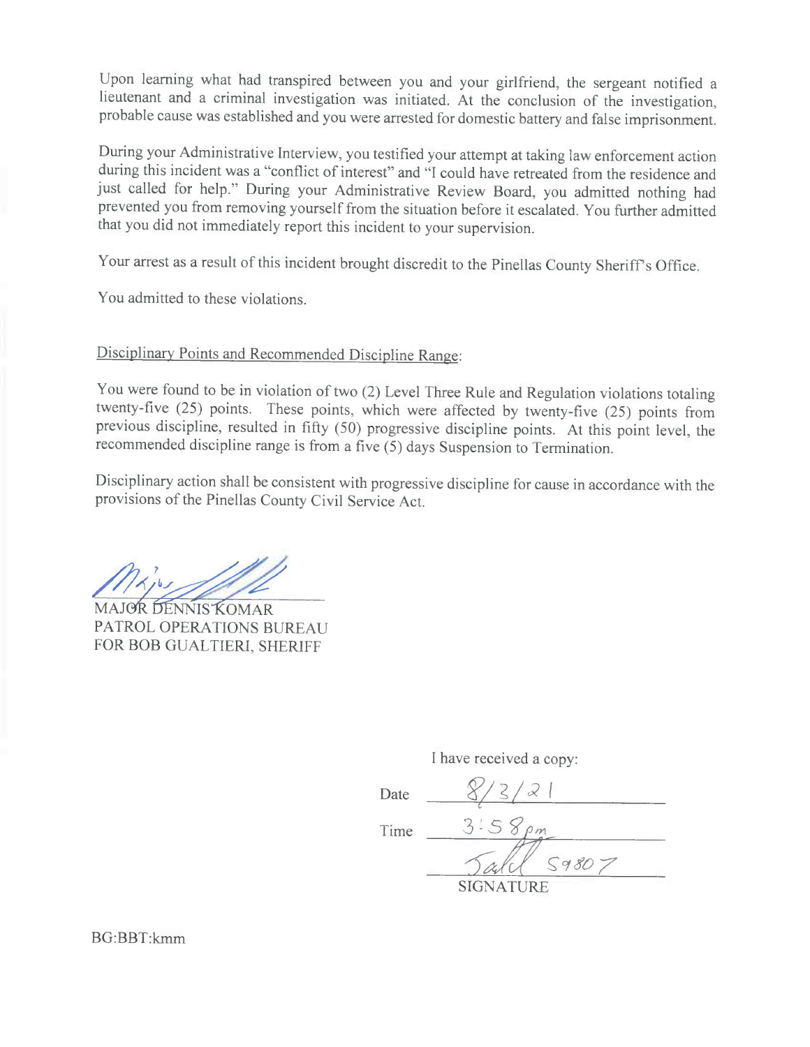Upon learning what had transpired between you and your girlfriend, the sergeant notified a lieutenant and a criminal investigation was initiated. At the conclusion of the investigation, probable cause was established and you were arrested for domestic battery and false imprisonment.

During your Administrative Interview, you testified your attempt at taking law enforcement action during this incident was a "conflict of interest" and "I could have retreated from the residence and just called for help." During your Administrative Review Board, you admitted nothing had prevented you from removing yourself from the situation before it escalated. You further admitted that you did not immediately report this incident to your supervision.

Your arrest as a result of this incident brought discredit to the Pinellas County Sheriff's Office.

You admitted to these violations.

Disciplinary Points and Recommended Discipline Range:

You were found to be in violation of two (2) Level Three Rule and Regulation violations totaling twenty-five (25) points. These points, which were affected by twenty-five (25) points from previous discipline, resulted in fifty (50) progressive discipline points. At this point level, the recommended discipline range is from a five (5) days Suspension to Termination.

Disciplinary action shall be consistent with progressive discipline for cause in accordance with the provisions of the Pinellas County Civil Service Act.

MAJOR DENNIS KOMAR
PATROL OPERATIONS BUREAU
FOR BOB GUALTIERI, SHERIFF

I have received a copy:

Date 8/3/21

Time 3:58pm

S9807

SIGNATURE

BG:BBT:kmm